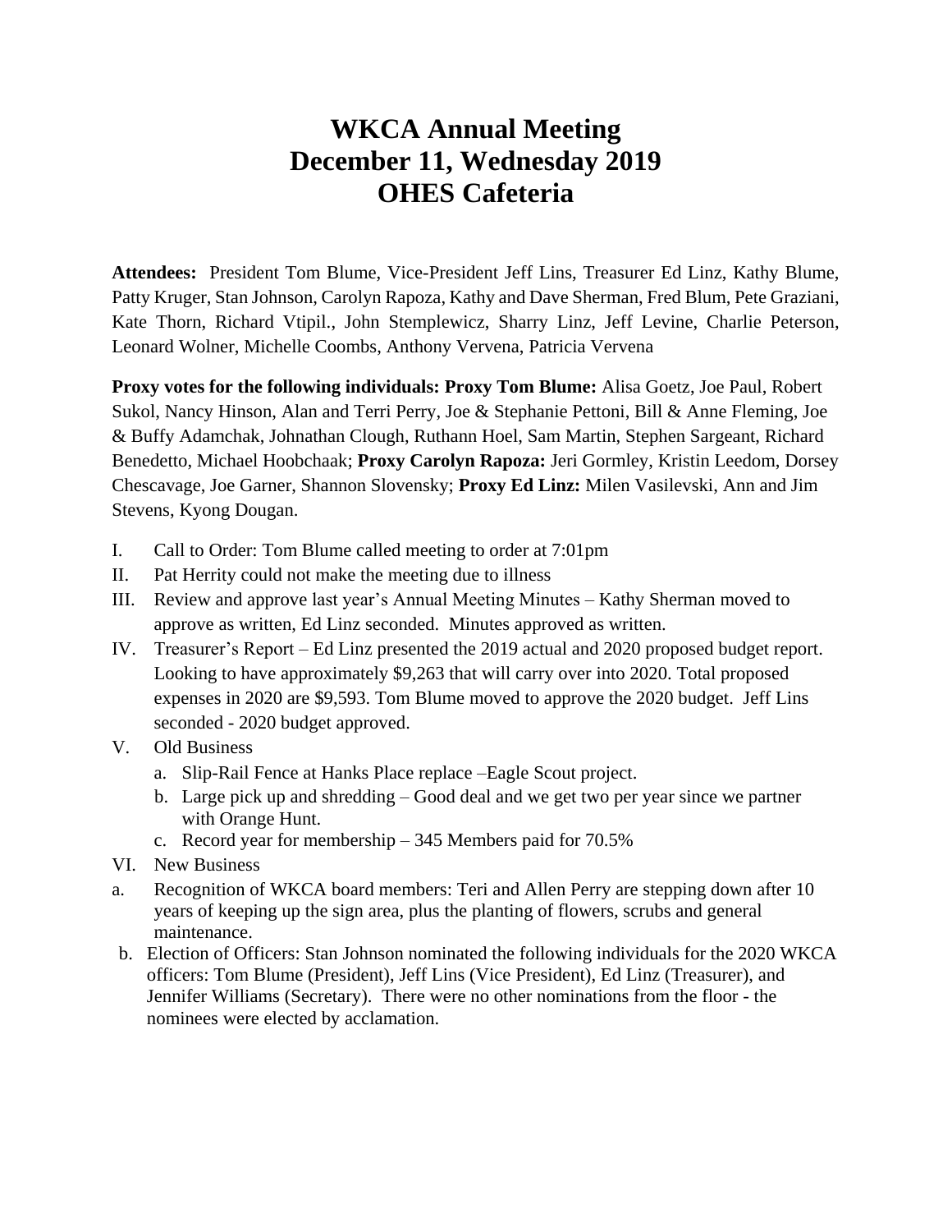# WKCA Annual Meeting
# December 11, Wednesday 2019
# OHES Cafeteria

**Attendees:** President Tom Blume, Vice-President Jeff Lins, Treasurer Ed Linz, Kathy Blume, Patty Kruger, Stan Johnson, Carolyn Rapoza, Kathy and Dave Sherman, Fred Blum, Pete Graziani, Kate Thorn, Richard Vtipil., John Stemplewicz, Sharry Linz, Jeff Levine, Charlie Peterson, Leonard Wolner, Michelle Coombs, Anthony Vervena, Patricia Vervena

**Proxy votes for the following individuals: Proxy Tom Blume:** Alisa Goetz, Joe Paul, Robert Sukol, Nancy Hinson, Alan and Terri Perry, Joe & Stephanie Pettoni, Bill & Anne Fleming, Joe & Buffy Adamchak, Johnathan Clough, Ruthann Hoel, Sam Martin, Stephen Sargeant, Richard Benedetto, Michael Hoobchaak; **Proxy Carolyn Rapoza:** Jeri Gormley, Kristin Leedom, Dorsey Chescavage, Joe Garner, Shannon Slovensky; **Proxy Ed Linz:** Milen Vasilevski, Ann and Jim Stevens, Kyong Dougan.

I. Call to Order: Tom Blume called meeting to order at 7:01pm
II. Pat Herrity could not make the meeting due to illness
III. Review and approve last year's Annual Meeting Minutes – Kathy Sherman moved to approve as written, Ed Linz seconded. Minutes approved as written.
IV. Treasurer's Report – Ed Linz presented the 2019 actual and 2020 proposed budget report. Looking to have approximately $9,263 that will carry over into 2020. Total proposed expenses in 2020 are $9,593. Tom Blume moved to approve the 2020 budget. Jeff Lins seconded - 2020 budget approved.
V. Old Business
   a. Slip-Rail Fence at Hanks Place replace –Eagle Scout project.
   b. Large pick up and shredding – Good deal and we get two per year since we partner with Orange Hunt.
   c. Record year for membership – 345 Members paid for 70.5%
VI. New Business

a. Recognition of WKCA board members: Teri and Allen Perry are stepping down after 10 years of keeping up the sign area, plus the planting of flowers, scrubs and general maintenance.

b. Election of Officers: Stan Johnson nominated the following individuals for the 2020 WKCA officers: Tom Blume (President), Jeff Lins (Vice President), Ed Linz (Treasurer), and Jennifer Williams (Secretary). There were no other nominations from the floor - the nominees were elected by acclamation.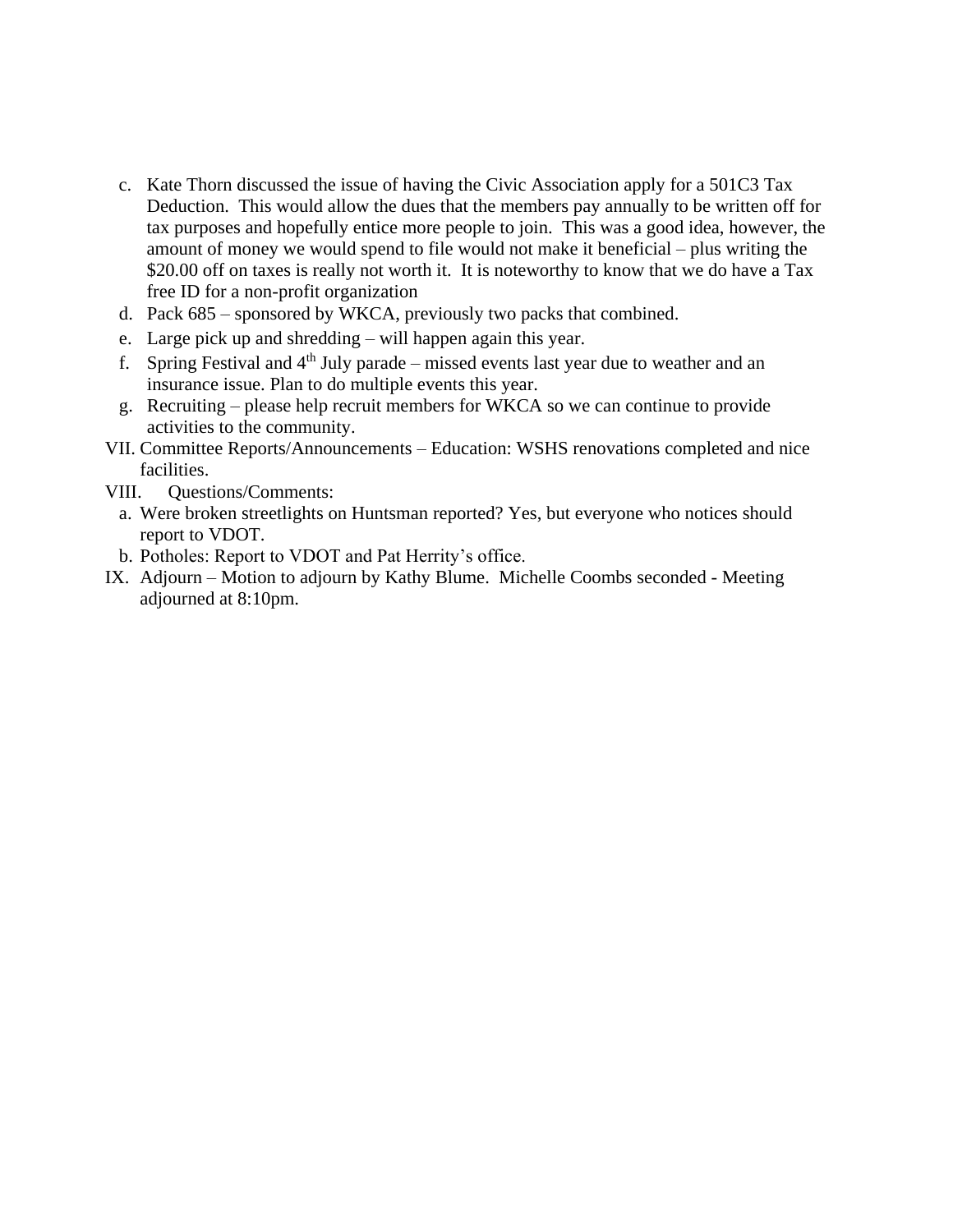c. Kate Thorn discussed the issue of having the Civic Association apply for a 501C3 Tax Deduction.  This would allow the dues that the members pay annually to be written off for tax purposes and hopefully entice more people to join.  This was a good idea, however, the amount of money we would spend to file would not make it beneficial – plus writing the $20.00 off on taxes is really not worth it.  It is noteworthy to know that we do have a Tax free ID for a non-profit organization
d. Pack 685 – sponsored by WKCA, previously two packs that combined.
e. Large pick up and shredding – will happen again this year.
f. Spring Festival and 4th July parade – missed events last year due to weather and an insurance issue. Plan to do multiple events this year.
g. Recruiting – please help recruit members for WKCA so we can continue to provide activities to the community.

VII. Committee Reports/Announcements – Education: WSHS renovations completed and nice facilities.

VIII. Questions/Comments:

a. Were broken streetlights on Huntsman reported? Yes, but everyone who notices should report to VDOT.
b. Potholes: Report to VDOT and Pat Herrity's office.

IX. Adjourn – Motion to adjourn by Kathy Blume.  Michelle Coombs seconded - Meeting adjourned at 8:10pm.